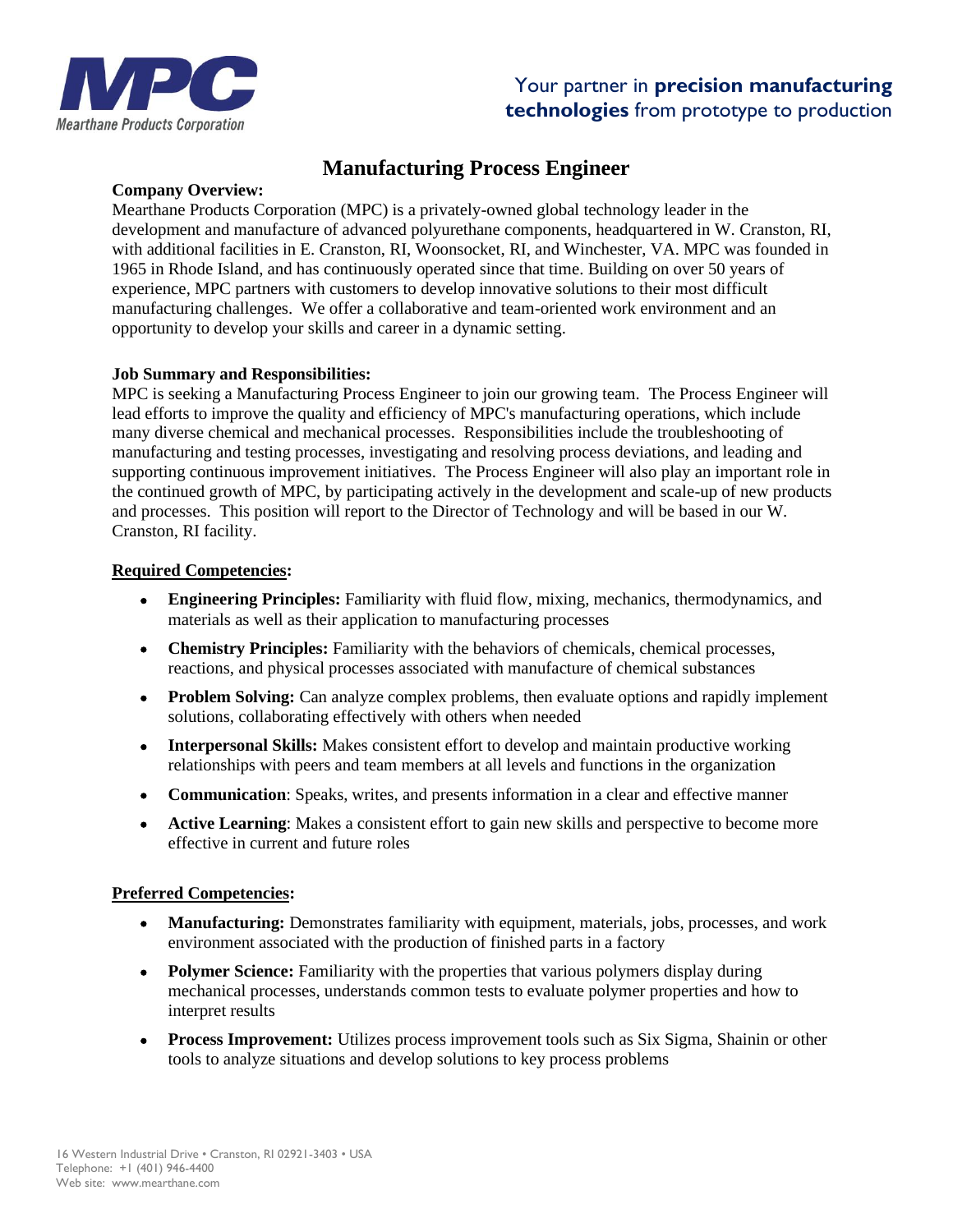Mearthane Products Corporation

Your partner in **precision manufacturing technologies** from prototype to production

# Manufacturing Process Engineer

**Company Overview:**
Mearthane Products Corporation (MPC) is a privately-owned global technology leader in the development and manufacture of advanced polyurethane components, headquartered in W. Cranston, RI, with additional facilities in E. Cranston, RI, Woonsocket, RI, and Winchester, VA. MPC was founded in 1965 in Rhode Island, and has continuously operated since that time. Building on over 50 years of experience, MPC partners with customers to develop innovative solutions to their most difficult manufacturing challenges. We offer a collaborative and team-oriented work environment and an opportunity to develop your skills and career in a dynamic setting.

**Job Summary and Responsibilities:**
MPC is seeking a Manufacturing Process Engineer to join our growing team. The Process Engineer will lead efforts to improve the quality and efficiency of MPC's manufacturing operations, which include many diverse chemical and mechanical processes. Responsibilities include the troubleshooting of manufacturing and testing processes, investigating and resolving process deviations, and leading and supporting continuous improvement initiatives. The Process Engineer will also play an important role in the continued growth of MPC, by participating actively in the development and scale-up of new products and processes. This position will report to the Director of Technology and will be based in our W. Cranston, RI facility.

**Required Competencies:**

- **Engineering Principles:** Familiarity with fluid flow, mixing, mechanics, thermodynamics, and materials as well as their application to manufacturing processes
- **Chemistry Principles:** Familiarity with the behaviors of chemicals, chemical processes, reactions, and physical processes associated with manufacture of chemical substances
- **Problem Solving:** Can analyze complex problems, then evaluate options and rapidly implement solutions, collaborating effectively with others when needed
- **Interpersonal Skills:** Makes consistent effort to develop and maintain productive working relationships with peers and team members at all levels and functions in the organization
- **Communication**: Speaks, writes, and presents information in a clear and effective manner
- **Active Learning**: Makes a consistent effort to gain new skills and perspective to become more effective in current and future roles

**Preferred Competencies:**

- **Manufacturing:** Demonstrates familiarity with equipment, materials, jobs, processes, and work environment associated with the production of finished parts in a factory
- **Polymer Science:** Familiarity with the properties that various polymers display during mechanical processes, understands common tests to evaluate polymer properties and how to interpret results
- **Process Improvement:** Utilizes process improvement tools such as Six Sigma, Shainin or other tools to analyze situations and develop solutions to key process problems

16 Western Industrial Drive • Cranston, RI 02921-3403 • USA
Telephone: +1 (401) 946-4400
Web site: www.mearthane.com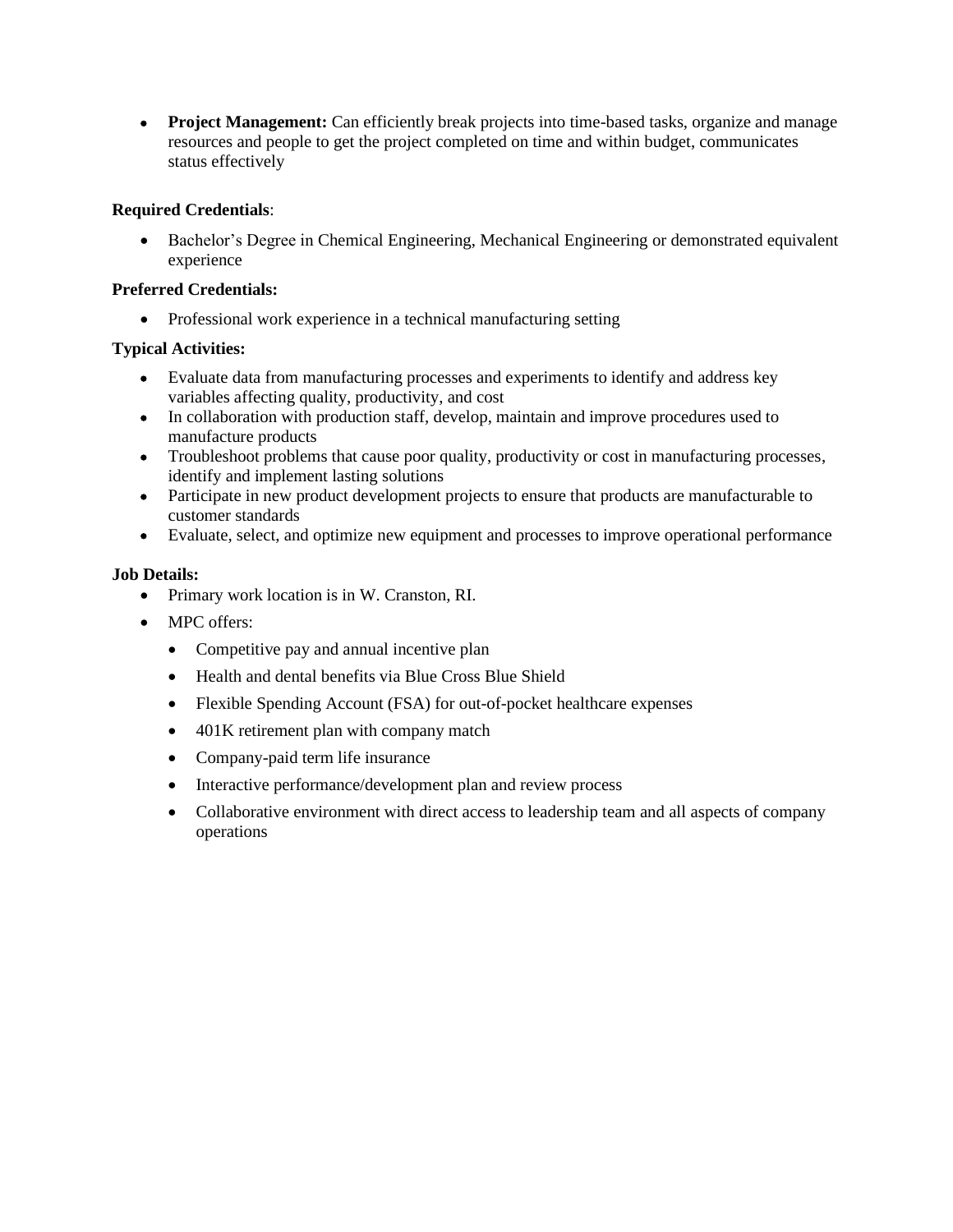- **Project Management:** Can efficiently break projects into time-based tasks, organize and manage resources and people to get the project completed on time and within budget, communicates status effectively

**Required Credentials**:

- Bachelor's Degree in Chemical Engineering, Mechanical Engineering or demonstrated equivalent experience

**Preferred Credentials:**

- Professional work experience in a technical manufacturing setting

**Typical Activities:**

- Evaluate data from manufacturing processes and experiments to identify and address key variables affecting quality, productivity, and cost
- In collaboration with production staff, develop, maintain and improve procedures used to manufacture products
- Troubleshoot problems that cause poor quality, productivity or cost in manufacturing processes, identify and implement lasting solutions
- Participate in new product development projects to ensure that products are manufacturable to customer standards
- Evaluate, select, and optimize new equipment and processes to improve operational performance

**Job Details:**

- Primary work location is in W. Cranston, RI.
- MPC offers:
  - Competitive pay and annual incentive plan
  - Health and dental benefits via Blue Cross Blue Shield
  - Flexible Spending Account (FSA) for out-of-pocket healthcare expenses
  - 401K retirement plan with company match
  - Company-paid term life insurance
  - Interactive performance/development plan and review process
  - Collaborative environment with direct access to leadership team and all aspects of company operations